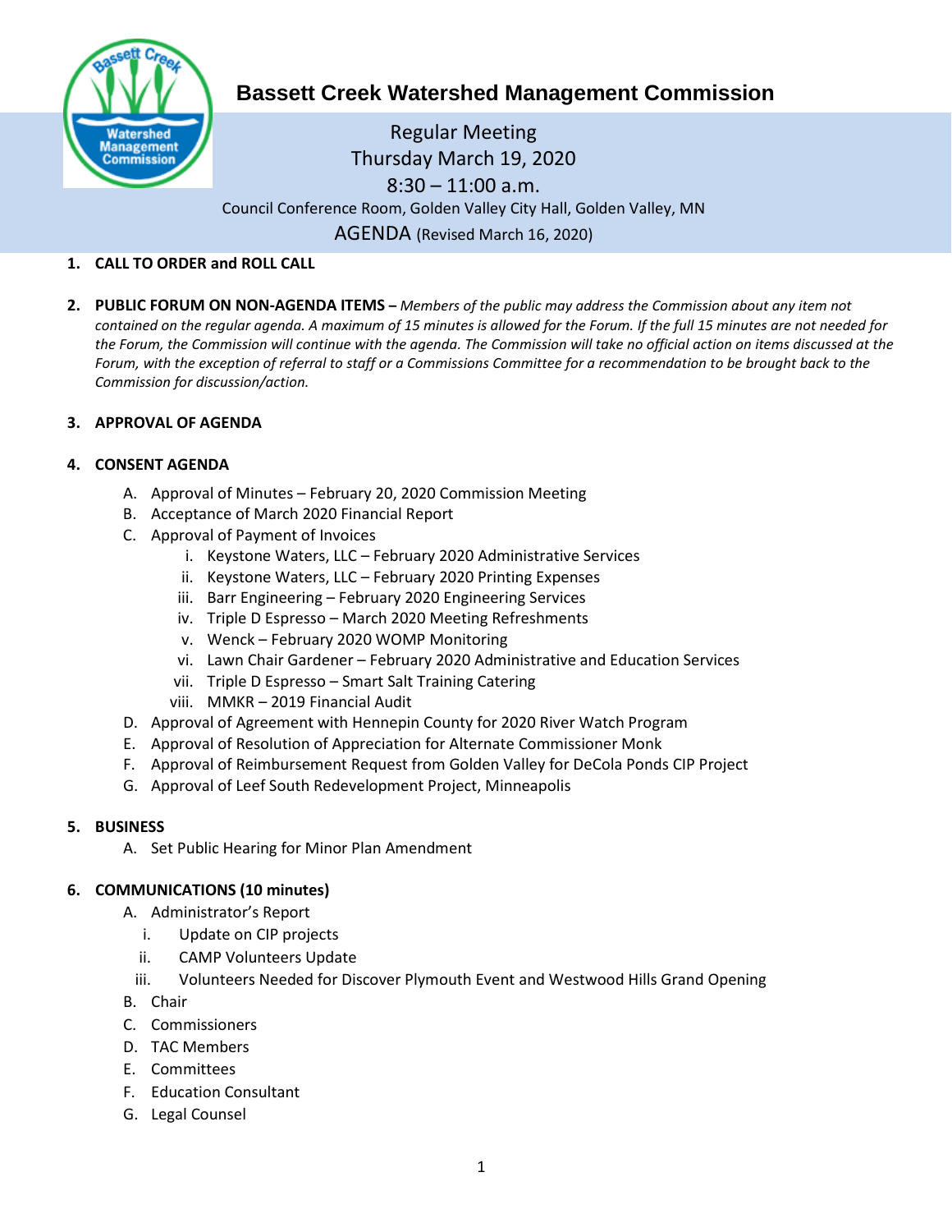# Bassett Creek Watershed Management Commission

Regular Meeting
Thursday March 19, 2020
8:30 – 11:00 a.m.
Council Conference Room, Golden Valley City Hall, Golden Valley, MN
AGENDA (Revised March 16, 2020)

1. **CALL TO ORDER and ROLL CALL**

2. **PUBLIC FORUM ON NON-AGENDA ITEMS –** *Members of the public may address the Commission about any item not contained on the regular agenda. A maximum of 15 minutes is allowed for the Forum. If the full 15 minutes are not needed for the Forum, the Commission will continue with the agenda. The Commission will take no official action on items discussed at the Forum, with the exception of referral to staff or a Commissions Committee for a recommendation to be brought back to the Commission for discussion/action.*

3. **APPROVAL OF AGENDA**

4. **CONSENT AGENDA**
   A. Approval of Minutes – February 20, 2020 Commission Meeting
   B. Acceptance of March 2020 Financial Report
   C. Approval of Payment of Invoices
      i. Keystone Waters, LLC – February 2020 Administrative Services
      ii. Keystone Waters, LLC – February 2020 Printing Expenses
      iii. Barr Engineering – February 2020 Engineering Services
      iv. Triple D Espresso – March 2020 Meeting Refreshments
      v. Wenck – February 2020 WOMP Monitoring
      vi. Lawn Chair Gardener – February 2020 Administrative and Education Services
      vii. Triple D Espresso – Smart Salt Training Catering
      viii. MMKR – 2019 Financial Audit
   D. Approval of Agreement with Hennepin County for 2020 River Watch Program
   E. Approval of Resolution of Appreciation for Alternate Commissioner Monk
   F. Approval of Reimbursement Request from Golden Valley for DeCola Ponds CIP Project
   G. Approval of Leef South Redevelopment Project, Minneapolis

5. **BUSINESS**
   A. Set Public Hearing for Minor Plan Amendment

6. **COMMUNICATIONS (10 minutes)**
   A. Administrator's Report
      i. Update on CIP projects
      ii. CAMP Volunteers Update
      iii. Volunteers Needed for Discover Plymouth Event and Westwood Hills Grand Opening
   B. Chair
   C. Commissioners
   D. TAC Members
   E. Committees
   F. Education Consultant
   G. Legal Counsel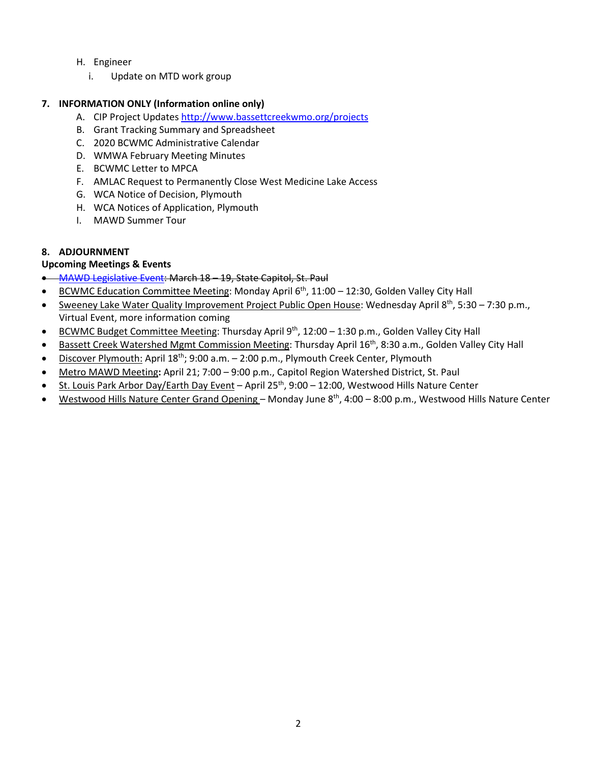H. Engineer
   i. Update on MTD work group

**7. INFORMATION ONLY (Information online only)**

A. CIP Project Updates http://www.bassettcreekwmo.org/projects
B. Grant Tracking Summary and Spreadsheet
C. 2020 BCWMC Administrative Calendar
D. WMWA February Meeting Minutes
E. BCWMC Letter to MPCA
F. AMLAC Request to Permanently Close West Medicine Lake Access
G. WCA Notice of Decision, Plymouth
H. WCA Notices of Application, Plymouth
I. MAWD Summer Tour

**8. ADJOURNMENT**

**Upcoming Meetings & Events**

- ~~MAWD Legislative Event: March 18 – 19, State Capitol, St. Paul~~
- BCWMC Education Committee Meeting: Monday April 6th, 11:00 – 12:30, Golden Valley City Hall
- Sweeney Lake Water Quality Improvement Project Public Open House: Wednesday April 8th, 5:30 – 7:30 p.m., Virtual Event, more information coming
- BCWMC Budget Committee Meeting: Thursday April 9th, 12:00 – 1:30 p.m., Golden Valley City Hall
- Bassett Creek Watershed Mgmt Commission Meeting: Thursday April 16th, 8:30 a.m., Golden Valley City Hall
- Discover Plymouth: April 18th; 9:00 a.m. – 2:00 p.m., Plymouth Creek Center, Plymouth
- Metro MAWD Meeting**:** April 21; 7:00 – 9:00 p.m., Capitol Region Watershed District, St. Paul
- St. Louis Park Arbor Day/Earth Day Event – April 25th, 9:00 – 12:00, Westwood Hills Nature Center
- Westwood Hills Nature Center Grand Opening – Monday June 8th, 4:00 – 8:00 p.m., Westwood Hills Nature Center